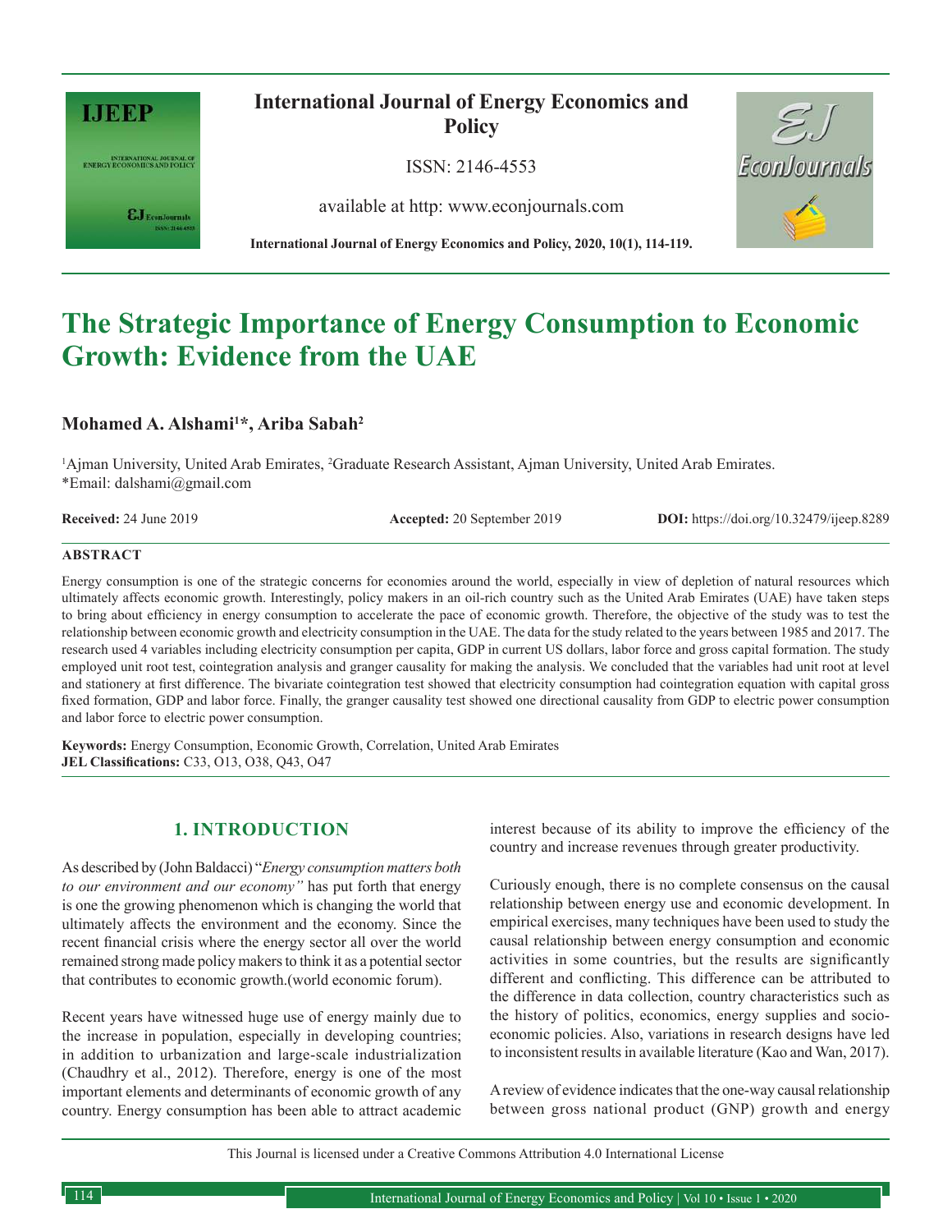# The Strategic Importance of Energy Consumption to Economic Growth: Evidence from the UAE

**Mohamed A. Alshami[1]*, Ariba Sabah[2]**

[1]Ajman University, United Arab Emirates, [2]Graduate Research Assistant, Ajman University, United Arab Emirates.
*Email: dalshami@gmail.com

**Received:** 24 June 2019 **Accepted:** 20 September 2019 **DOI:** https://doi.org/10.32479/ijeep.8289

## ABSTRACT

Energy consumption is one of the strategic concerns for economies around the world, especially in view of depletion of natural resources which ultimately affects economic growth. Interestingly, policy makers in an oil-rich country such as the United Arab Emirates (UAE) have taken steps to bring about efficiency in energy consumption to accelerate the pace of economic growth. Therefore, the objective of the study was to test the relationship between economic growth and electricity consumption in the UAE. The data for the study related to the years between 1985 and 2017. The research used 4 variables including electricity consumption per capita, GDP in current US dollars, labor force and gross capital formation. The study employed unit root test, cointegration analysis and granger causality for making the analysis. We concluded that the variables had unit root at level and stationery at first difference. The bivariate cointegration test showed that electricity consumption had cointegration equation with capital gross fixed formation, GDP and labor force. Finally, the granger causality test showed one directional causality from GDP to electric power consumption and labor force to electric power consumption.

**Keywords:** Energy Consumption, Economic Growth, Correlation, United Arab Emirates
**JEL Classifications:** C33, O13, O38, Q43, O47

## 1. INTRODUCTION

As described by (John Baldacci) "*Energy consumption matters both to our environment and our economy"* has put forth that energy is one the growing phenomenon which is changing the world that ultimately affects the environment and the economy. Since the recent financial crisis where the energy sector all over the world remained strong made policy makers to think it as a potential sector that contributes to economic growth.(world economic forum).

Recent years have witnessed huge use of energy mainly due to the increase in population, especially in developing countries; in addition to urbanization and large-scale industrialization (Chaudhry et al., 2012). Therefore, energy is one of the most important elements and determinants of economic growth of any country. Energy consumption has been able to attract academic interest because of its ability to improve the efficiency of the country and increase revenues through greater productivity.

Curiously enough, there is no complete consensus on the causal relationship between energy use and economic development. In empirical exercises, many techniques have been used to study the causal relationship between energy consumption and economic activities in some countries, but the results are significantly different and conflicting. This difference can be attributed to the difference in data collection, country characteristics such as the history of politics, economics, energy supplies and socio-economic policies. Also, variations in research designs have led to inconsistent results in available literature (Kao and Wan, 2017).

A review of evidence indicates that the one-way causal relationship between gross national product (GNP) growth and energy

This Journal is licensed under a Creative Commons Attribution 4.0 International License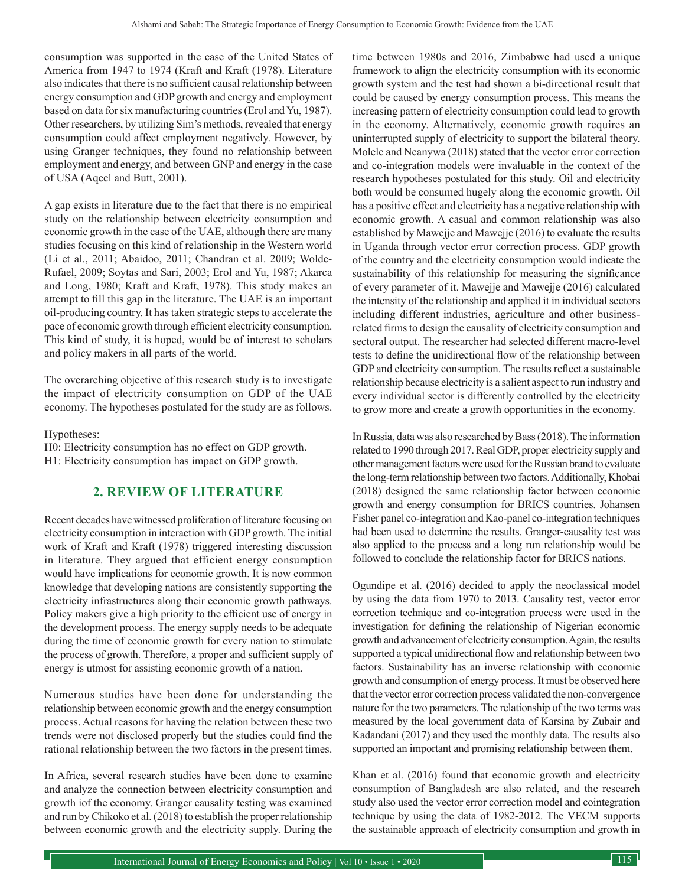consumption was supported in the case of the United States of America from 1947 to 1974 (Kraft and Kraft (1978). Literature also indicates that there is no sufficient causal relationship between energy consumption and GDP growth and energy and employment based on data for six manufacturing countries (Erol and Yu, 1987). Other researchers, by utilizing Sim's methods, revealed that energy consumption could affect employment negatively. However, by using Granger techniques, they found no relationship between employment and energy, and between GNP and energy in the case of USA (Aqeel and Butt, 2001).

A gap exists in literature due to the fact that there is no empirical study on the relationship between electricity consumption and economic growth in the case of the UAE, although there are many studies focusing on this kind of relationship in the Western world (Li et al., 2011; Abaidoo, 2011; Chandran et al. 2009; Wolde-Rufael, 2009; Soytas and Sari, 2003; Erol and Yu, 1987; Akarca and Long, 1980; Kraft and Kraft, 1978). This study makes an attempt to fill this gap in the literature. The UAE is an important oil-producing country. It has taken strategic steps to accelerate the pace of economic growth through efficient electricity consumption. This kind of study, it is hoped, would be of interest to scholars and policy makers in all parts of the world.

The overarching objective of this research study is to investigate the impact of electricity consumption on GDP of the UAE economy. The hypotheses postulated for the study are as follows.

Hypotheses:
H0: Electricity consumption has no effect on GDP growth.
H1: Electricity consumption has impact on GDP growth.

## 2. REVIEW OF LITERATURE

Recent decades have witnessed proliferation of literature focusing on electricity consumption in interaction with GDP growth. The initial work of Kraft and Kraft (1978) triggered interesting discussion in literature. They argued that efficient energy consumption would have implications for economic growth. It is now common knowledge that developing nations are consistently supporting the electricity infrastructures along their economic growth pathways. Policy makers give a high priority to the efficient use of energy in the development process. The energy supply needs to be adequate during the time of economic growth for every nation to stimulate the process of growth. Therefore, a proper and sufficient supply of energy is utmost for assisting economic growth of a nation.

Numerous studies have been done for understanding the relationship between economic growth and the energy consumption process. Actual reasons for having the relation between these two trends were not disclosed properly but the studies could find the rational relationship between the two factors in the present times.

In Africa, several research studies have been done to examine and analyze the connection between electricity consumption and growth iof the economy. Granger causality testing was examined and run by Chikoko et al. (2018) to establish the proper relationship between economic growth and the electricity supply. During the time between 1980s and 2016, Zimbabwe had used a unique framework to align the electricity consumption with its economic growth system and the test had shown a bi-directional result that could be caused by energy consumption process. This means the increasing pattern of electricity consumption could lead to growth in the economy. Alternatively, economic growth requires an uninterrupted supply of electricity to support the bilateral theory. Molele and Ncanywa (2018) stated that the vector error correction and co-integration models were invaluable in the context of the research hypotheses postulated for this study. Oil and electricity both would be consumed hugely along the economic growth. Oil has a positive effect and electricity has a negative relationship with economic growth. A casual and common relationship was also established by Mawejje and Mawejje (2016) to evaluate the results in Uganda through vector error correction process. GDP growth of the country and the electricity consumption would indicate the sustainability of this relationship for measuring the significance of every parameter of it. Mawejje and Mawejje (2016) calculated the intensity of the relationship and applied it in individual sectors including different industries, agriculture and other business-related firms to design the causality of electricity consumption and sectoral output. The researcher had selected different macro-level tests to define the unidirectional flow of the relationship between GDP and electricity consumption. The results reflect a sustainable relationship because electricity is a salient aspect to run industry and every individual sector is differently controlled by the electricity to grow more and create a growth opportunities in the economy.

In Russia, data was also researched by Bass (2018). The information related to 1990 through 2017. Real GDP, proper electricity supply and other management factors were used for the Russian brand to evaluate the long-term relationship between two factors. Additionally, Khobai (2018) designed the same relationship factor between economic growth and energy consumption for BRICS countries. Johansen Fisher panel co-integration and Kao-panel co-integration techniques had been used to determine the results. Granger-causality test was also applied to the process and a long run relationship would be followed to conclude the relationship factor for BRICS nations.

Ogundipe et al. (2016) decided to apply the neoclassical model by using the data from 1970 to 2013. Causality test, vector error correction technique and co-integration process were used in the investigation for defining the relationship of Nigerian economic growth and advancement of electricity consumption. Again, the results supported a typical unidirectional flow and relationship between two factors. Sustainability has an inverse relationship with economic growth and consumption of energy process. It must be observed here that the vector error correction process validated the non-convergence nature for the two parameters. The relationship of the two terms was measured by the local government data of Karsina by Zubair and Kadandani (2017) and they used the monthly data. The results also supported an important and promising relationship between them.

Khan et al. (2016) found that economic growth and electricity consumption of Bangladesh are also related, and the research study also used the vector error correction model and cointegration technique by using the data of 1982-2012. The VECM supports the sustainable approach of electricity consumption and growth in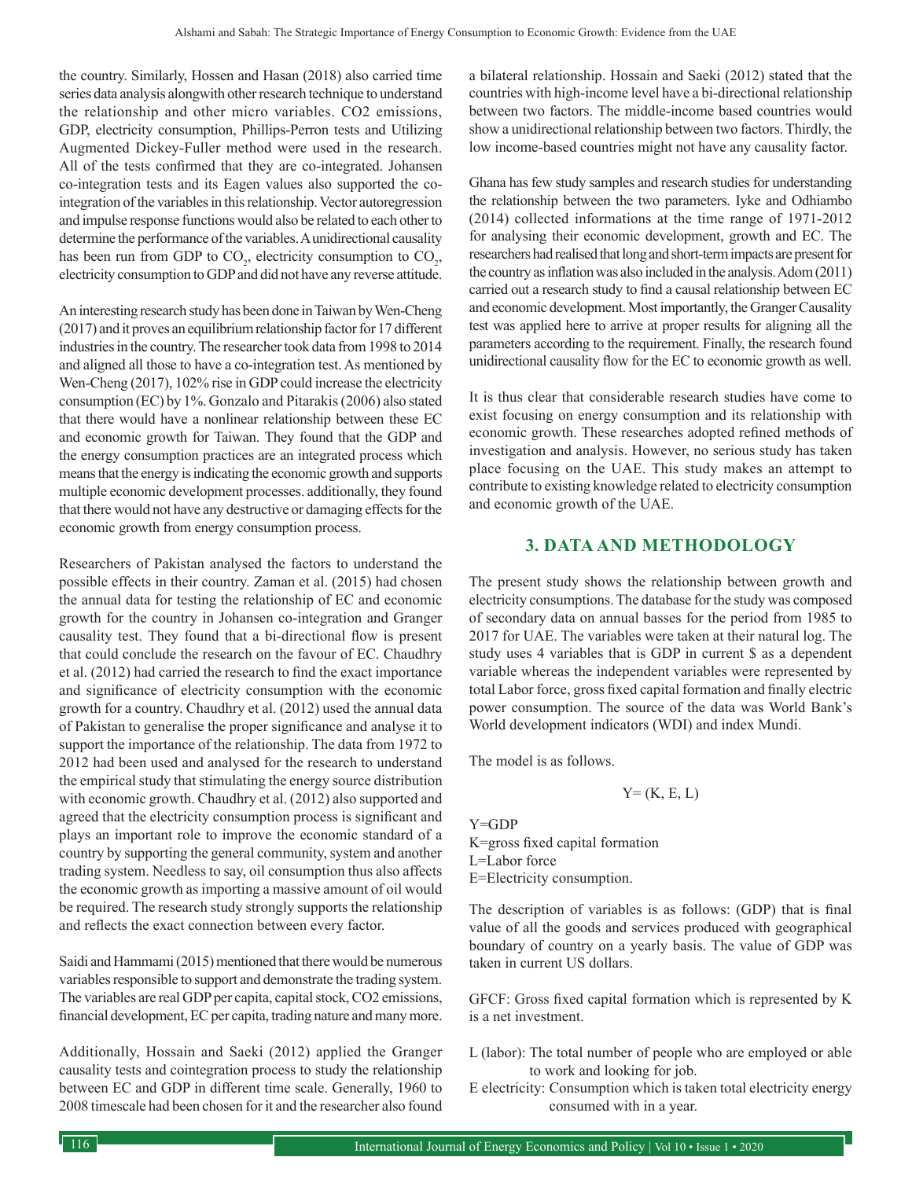the country. Similarly, Hossen and Hasan (2018) also carried time series data analysis alongwith other research technique to understand the relationship and other micro variables. CO2 emissions, GDP, electricity consumption, Phillips-Perron tests and Utilizing Augmented Dickey-Fuller method were used in the research. All of the tests confirmed that they are co-integrated. Johansen co-integration tests and its Eagen values also supported the co-integration of the variables in this relationship. Vector autoregression and impulse response functions would also be related to each other to determine the performance of the variables. A unidirectional causality has been run from GDP to $CO_2$, electricity consumption to $CO_2$, electricity consumption to GDP and did not have any reverse attitude.

An interesting research study has been done in Taiwan by Wen-Cheng (2017) and it proves an equilibrium relationship factor for 17 different industries in the country. The researcher took data from 1998 to 2014 and aligned all those to have a co-integration test. As mentioned by Wen-Cheng (2017), 102% rise in GDP could increase the electricity consumption (EC) by 1%. Gonzalo and Pitarakis (2006) also stated that there would have a nonlinear relationship between these EC and economic growth for Taiwan. They found that the GDP and the energy consumption practices are an integrated process which means that the energy is indicating the economic growth and supports multiple economic development processes. additionally, they found that there would not have any destructive or damaging effects for the economic growth from energy consumption process.

Researchers of Pakistan analysed the factors to understand the possible effects in their country. Zaman et al. (2015) had chosen the annual data for testing the relationship of EC and economic growth for the country in Johansen co-integration and Granger causality test. They found that a bi-directional flow is present that could conclude the research on the favour of EC. Chaudhry et al. (2012) had carried the research to find the exact importance and significance of electricity consumption with the economic growth for a country. Chaudhry et al. (2012) used the annual data of Pakistan to generalise the proper significance and analyse it to support the importance of the relationship. The data from 1972 to 2012 had been used and analysed for the research to understand the empirical study that stimulating the energy source distribution with economic growth. Chaudhry et al. (2012) also supported and agreed that the electricity consumption process is significant and plays an important role to improve the economic standard of a country by supporting the general community, system and another trading system. Needless to say, oil consumption thus also affects the economic growth as importing a massive amount of oil would be required. The research study strongly supports the relationship and reflects the exact connection between every factor.

Saidi and Hammami (2015) mentioned that there would be numerous variables responsible to support and demonstrate the trading system. The variables are real GDP per capita, capital stock, CO2 emissions, financial development, EC per capita, trading nature and many more.

Additionally, Hossain and Saeki (2012) applied the Granger causality tests and cointegration process to study the relationship between EC and GDP in different time scale. Generally, 1960 to 2008 timescale had been chosen for it and the researcher also found a bilateral relationship. Hossain and Saeki (2012) stated that the countries with high-income level have a bi-directional relationship between two factors. The middle-income based countries would show a unidirectional relationship between two factors. Thirdly, the low income-based countries might not have any causality factor.

Ghana has few study samples and research studies for understanding the relationship between the two parameters. Iyke and Odhiambo (2014) collected informations at the time range of 1971-2012 for analysing their economic development, growth and EC. The researchers had realised that long and short-term impacts are present for the country as inflation was also included in the analysis. Adom (2011) carried out a research study to find a causal relationship between EC and economic development. Most importantly, the Granger Causality test was applied here to arrive at proper results for aligning all the parameters according to the requirement. Finally, the research found unidirectional causality flow for the EC to economic growth as well.

It is thus clear that considerable research studies have come to exist focusing on energy consumption and its relationship with economic growth. These researches adopted refined methods of investigation and analysis. However, no serious study has taken place focusing on the UAE. This study makes an attempt to contribute to existing knowledge related to electricity consumption and economic growth of the UAE.

## 3. DATA AND METHODOLOGY

The present study shows the relationship between growth and electricity consumptions. The database for the study was composed of secondary data on annual basses for the period from 1985 to 2017 for UAE. The variables were taken at their natural log. The study uses 4 variables that is GDP in current $ as a dependent variable whereas the independent variables were represented by total Labor force, gross fixed capital formation and finally electric power consumption. The source of the data was World Bank's World development indicators (WDI) and index Mundi.

The model is as follows.

$$Y= (K, E, L)$$

Y=GDP
K=gross fixed capital formation
L=Labor force
E=Electricity consumption.

The description of variables is as follows: (GDP) that is final value of all the goods and services produced with geographical boundary of country on a yearly basis. The value of GDP was taken in current US dollars.

GFCF: Gross fixed capital formation which is represented by K is a net investment.

L (labor): The total number of people who are employed or able to work and looking for job.

E electricity: Consumption which is taken total electricity energy consumed with in a year.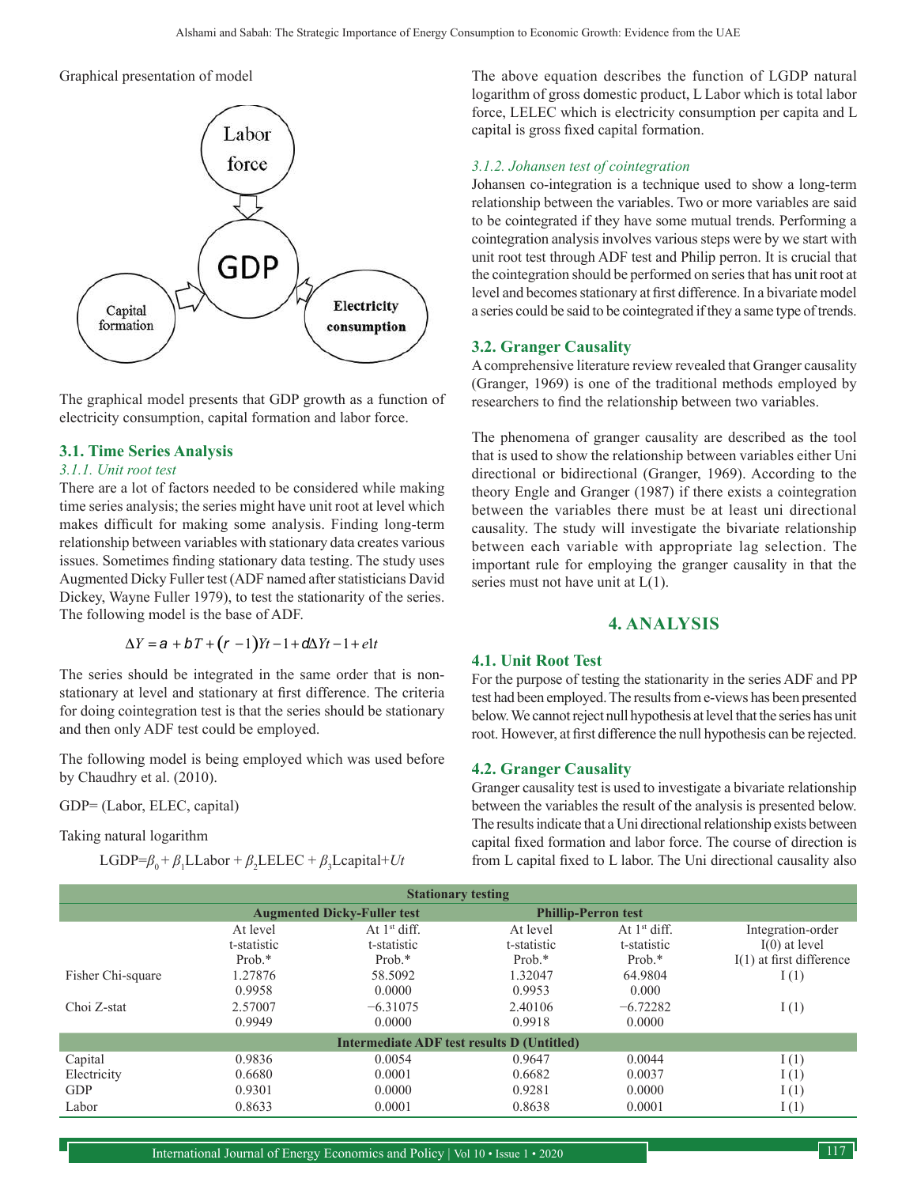Graphical presentation of model

The graphical model presents that GDP growth as a function of electricity consumption, capital formation and labor force.

### 3.1. Time Series Analysis

#### 3.1.1. Unit root test

There are a lot of factors needed to be considered while making time series analysis; the series might have unit root at level which makes difficult for making some analysis. Finding long-term relationship between variables with stationary data creates various issues. Sometimes finding stationary data testing. The study uses Augmented Dicky Fuller test (ADF named after statisticians David Dickey, Wayne Fuller 1979), to test the stationarity of the series. The following model is the base of ADF.

$$\Delta Y = a + bT + (r-1)Yt-1 + d\Delta Yt-1 + e1t$$

The series should be integrated in the same order that is non-stationary at level and stationary at first difference. The criteria for doing cointegration test is that the series should be stationary and then only ADF test could be employed.

The following model is being employed which was used before by Chaudhry et al. (2010).

GDP= (Labor, ELEC, capital)

Taking natural logarithm

$$LGDP=\beta_0 + \beta_1 LLabor + \beta_2 LELEC + \beta_3 Lcapital + Ut$$

The above equation describes the function of LGDP natural logarithm of gross domestic product, L Labor which is total labor force, LELEC which is electricity consumption per capita and L capital is gross fixed capital formation.

#### 3.1.2. Johansen test of cointegration

Johansen co-integration is a technique used to show a long-term relationship between the variables. Two or more variables are said to be cointegrated if they have some mutual trends. Performing a cointegration analysis involves various steps were by we start with unit root test through ADF test and Philip perron. It is crucial that the cointegration should be performed on series that has unit root at level and becomes stationary at first difference. In a bivariate model a series could be said to be cointegrated if they a same type of trends.

### 3.2. Granger Causality

A comprehensive literature review revealed that Granger causality (Granger, 1969) is one of the traditional methods employed by researchers to find the relationship between two variables.

The phenomena of granger causality are described as the tool that is used to show the relationship between variables either Uni directional or bidirectional (Granger, 1969). According to the theory Engle and Granger (1987) if there exists a cointegration between the variables there must be at least uni directional causality. The study will investigate the bivariate relationship between each variable with appropriate lag selection. The important rule for employing the granger causality in that the series must not have unit at L(1).

## 4. ANALYSIS

### 4.1. Unit Root Test

For the purpose of testing the stationarity in the series ADF and PP test had been employed. The results from e-views has been presented below. We cannot reject null hypothesis at level that the series has unit root. However, at first difference the null hypothesis can be rejected.

### 4.2. Granger Causality

Granger causality test is used to investigate a bivariate relationship between the variables the result of the analysis is presented below. The results indicate that a Uni directional relationship exists between capital fixed formation and labor force. The course of direction is from L capital fixed to L labor. The Uni directional causality also

| Stationary testing | | | | | |
|---|---|---|---|---|---|
| | Augmented Dicky-Fuller test | | Phillip-Perron test | | |
| | At level t-statistic Prob.* | At 1st diff. t-statistic Prob.* | At level t-statistic Prob.* | At 1st diff. t-statistic Prob.* | Integration-order I(0) at level I(1) at first difference |
| Fisher Chi-square | 1.27876<br>0.9958 | 58.5092<br>0.0000 | 1.32047<br>0.9953 | 64.9804<br>0.000 | I (1) |
| Choi Z-stat | 2.57007<br>0.9949 | −6.31075<br>0.0000 | 2.40106<br>0.9918 | −6.72282<br>0.0000 | I (1) |
| **Intermediate ADF test results D (Untitled)** | | | | | |
| Capital | 0.9836 | 0.0054 | 0.9647 | 0.0044 | I (1) |
| Electricity | 0.6680 | 0.0001 | 0.6682 | 0.0037 | I (1) |
| GDP | 0.9301 | 0.0000 | 0.9281 | 0.0000 | I (1) |
| Labor | 0.8633 | 0.0001 | 0.8638 | 0.0001 | I (1) |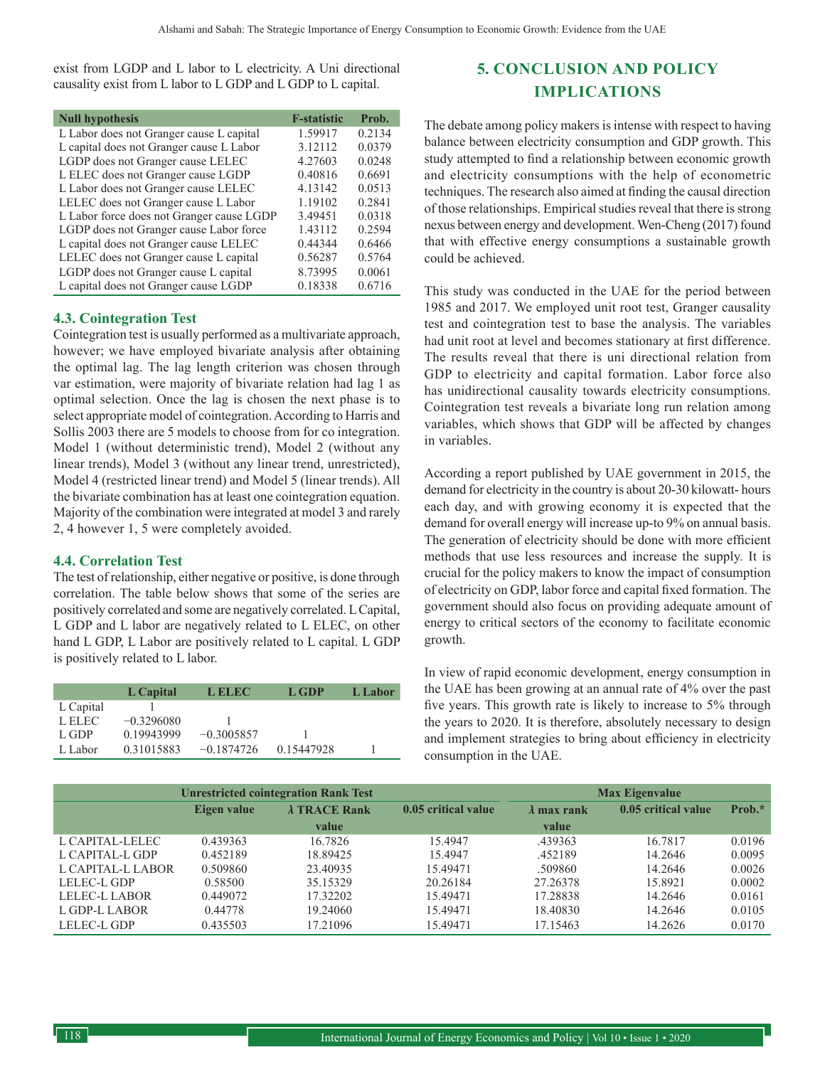exist from LGDP and L labor to L electricity. A Uni directional causality exist from L labor to L GDP and L GDP to L capital.

| Null hypothesis | F-statistic | Prob. |
|---|---|---|
| L Labor does not Granger cause L capital | 1.59917 | 0.2134 |
| L capital does not Granger cause L Labor | 3.12112 | 0.0379 |
| LGDP does not Granger cause LELEC | 4.27603 | 0.0248 |
| L ELEC does not Granger cause LGDP | 0.40816 | 0.6691 |
| L Labor does not Granger cause LELEC | 4.13142 | 0.0513 |
| LELEC does not Granger cause L Labor | 1.19102 | 0.2841 |
| L Labor force does not Granger cause LGDP | 3.49451 | 0.0318 |
| LGDP does not Granger cause Labor force | 1.43112 | 0.2594 |
| L capital does not Granger cause LELEC | 0.44344 | 0.6466 |
| LELEC does not Granger cause L capital | 0.56287 | 0.5764 |
| LGDP does not Granger cause L capital | 8.73995 | 0.0061 |
| L capital does not Granger cause LGDP | 0.18338 | 0.6716 |

### 4.3. Cointegration Test

Cointegration test is usually performed as a multivariate approach, however; we have employed bivariate analysis after obtaining the optimal lag. The lag length criterion was chosen through var estimation, were majority of bivariate relation had lag 1 as optimal selection. Once the lag is chosen the next phase is to select appropriate model of cointegration. According to Harris and Sollis 2003 there are 5 models to choose from for co integration. Model 1 (without deterministic trend), Model 2 (without any linear trends), Model 3 (without any linear trend, unrestricted), Model 4 (restricted linear trend) and Model 5 (linear trends). All the bivariate combination has at least one cointegration equation. Majority of the combination were integrated at model 3 and rarely 2, 4 however 1, 5 were completely avoided.

### 4.4. Correlation Test

The test of relationship, either negative or positive, is done through correlation. The table below shows that some of the series are positively correlated and some are negatively correlated. L Capital, L GDP and L labor are negatively related to L ELEC, on other hand L GDP, L Labor are positively related to L capital. L GDP is positively related to L labor.

| | L Capital | L ELEC | L GDP | L Labor |
|---|---|---|---|---|
| L Capital | 1 | | | |
| L ELEC | −0.3296080 | 1 | | |
| L GDP | 0.19943999 | −0.3005857 | 1 | |
| L Labor | 0.31015883 | −0.1874726 | 0.15447928 | 1 |

## 5. CONCLUSION AND POLICY IMPLICATIONS

The debate among policy makers is intense with respect to having balance between electricity consumption and GDP growth. This study attempted to find a relationship between economic growth and electricity consumptions with the help of econometric techniques. The research also aimed at finding the causal direction of those relationships. Empirical studies reveal that there is strong nexus between energy and development. Wen-Cheng (2017) found that with effective energy consumptions a sustainable growth could be achieved.

This study was conducted in the UAE for the period between 1985 and 2017. We employed unit root test, Granger causality test and cointegration test to base the analysis. The variables had unit root at level and becomes stationary at first difference. The results reveal that there is uni directional relation from GDP to electricity and capital formation. Labor force also has unidirectional causality towards electricity consumptions. Cointegration test reveals a bivariate long run relation among variables, which shows that GDP will be affected by changes in variables.

According a report published by UAE government in 2015, the demand for electricity in the country is about 20-30 kilowatt- hours each day, and with growing economy it is expected that the demand for overall energy will increase up-to 9% on annual basis. The generation of electricity should be done with more efficient methods that use less resources and increase the supply. It is crucial for the policy makers to know the impact of consumption of electricity on GDP, labor force and capital fixed formation. The government should also focus on providing adequate amount of energy to critical sectors of the economy to facilitate economic growth.

In view of rapid economic development, energy consumption in the UAE has been growing at an annual rate of 4% over the past five years. This growth rate is likely to increase to 5% through the years to 2020. It is therefore, absolutely necessary to design and implement strategies to bring about efficiency in electricity consumption in the UAE.

| Unrestricted cointegration Rank Test | | | | Max Eigenvalue | | |
|---|---|---|---|---|---|---|
| | Eigen value | λ TRACE Rank value | 0.05 critical value | λ max rank value | 0.05 critical value | Prob.* |
| L CAPITAL-LELEC | 0.439363 | 16.7826 | 15.4947 | .439363 | 16.7817 | 0.0196 |
| L CAPITAL-L GDP | 0.452189 | 18.89425 | 15.4947 | .452189 | 14.2646 | 0.0095 |
| L CAPITAL-L LABOR | 0.509860 | 23.40935 | 15.49471 | .509860 | 14.2646 | 0.0026 |
| LELEC-L GDP | 0.58500 | 35.15329 | 20.26184 | 27.26378 | 15.8921 | 0.0002 |
| LELEC-L LABOR | 0.449072 | 17.32202 | 15.49471 | 17.28838 | 14.2646 | 0.0161 |
| L GDP-L LABOR | 0.44778 | 19.24060 | 15.49471 | 18.40830 | 14.2646 | 0.0105 |
| LELEC-L GDP | 0.435503 | 17.21096 | 15.49471 | 17.15463 | 14.2626 | 0.0170 |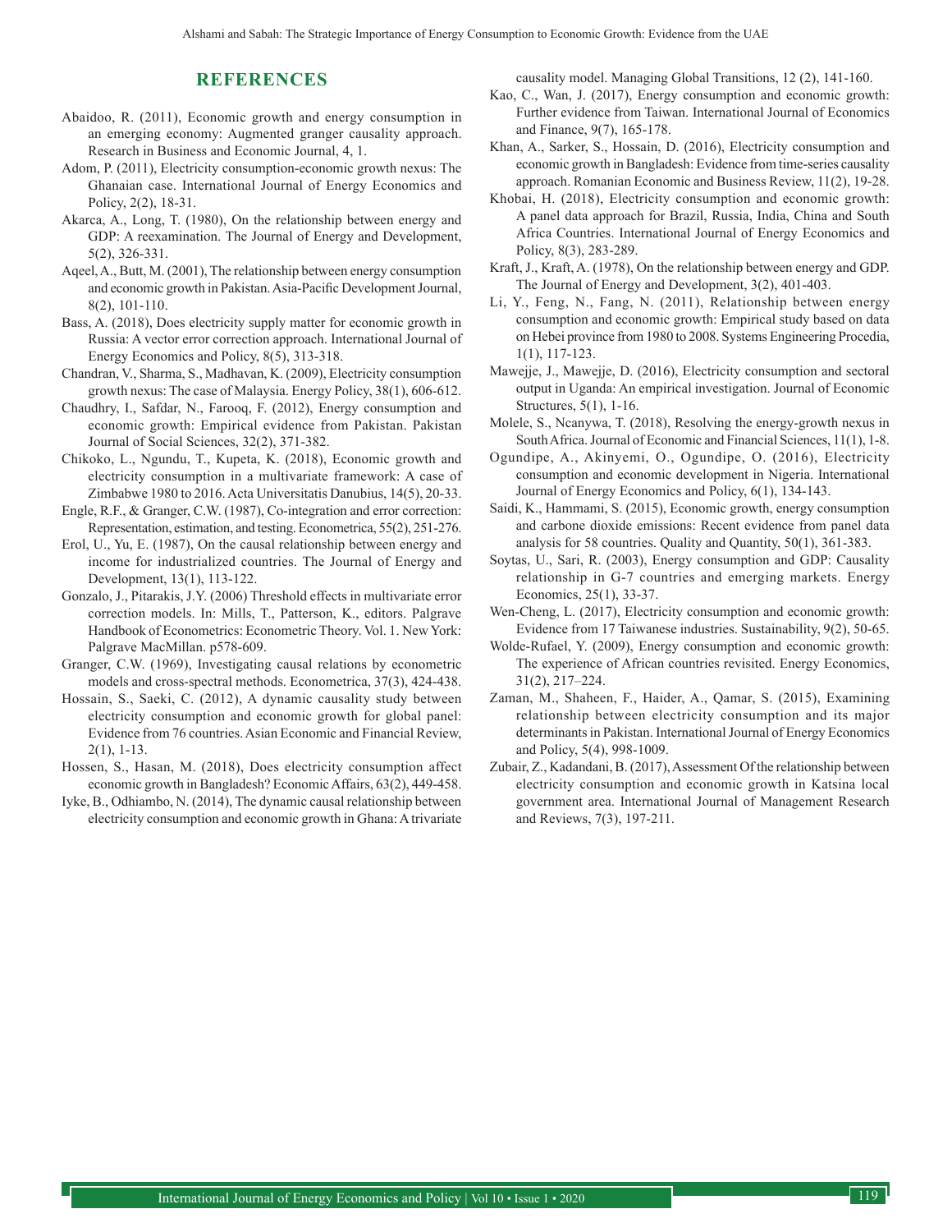## REFERENCES

Abaidoo, R. (2011), Economic growth and energy consumption in an emerging economy: Augmented granger causality approach. Research in Business and Economic Journal, 4, 1.

Adom, P. (2011), Electricity consumption-economic growth nexus: The Ghanaian case. International Journal of Energy Economics and Policy, 2(2), 18-31.

Akarca, A., Long, T. (1980), On the relationship between energy and GDP: A reexamination. The Journal of Energy and Development, 5(2), 326-331.

Aqeel, A., Butt, M. (2001), The relationship between energy consumption and economic growth in Pakistan. Asia-Pacific Development Journal, 8(2), 101-110.

Bass, A. (2018), Does electricity supply matter for economic growth in Russia: A vector error correction approach. International Journal of Energy Economics and Policy, 8(5), 313-318.

Chandran, V., Sharma, S., Madhavan, K. (2009), Electricity consumption growth nexus: The case of Malaysia. Energy Policy, 38(1), 606-612.

Chaudhry, I., Safdar, N., Farooq, F. (2012), Energy consumption and economic growth: Empirical evidence from Pakistan. Pakistan Journal of Social Sciences, 32(2), 371-382.

Chikoko, L., Ngundu, T., Kupeta, K. (2018), Economic growth and electricity consumption in a multivariate framework: A case of Zimbabwe 1980 to 2016. Acta Universitatis Danubius, 14(5), 20-33.

Engle, R.F., & Granger, C.W. (1987), Co-integration and error correction: Representation, estimation, and testing. Econometrica, 55(2), 251-276.

Erol, U., Yu, E. (1987), On the causal relationship between energy and income for industrialized countries. The Journal of Energy and Development, 13(1), 113-122.

Gonzalo, J., Pitarakis, J.Y. (2006) Threshold effects in multivariate error correction models. In: Mills, T., Patterson, K., editors. Palgrave Handbook of Econometrics: Econometric Theory. Vol. 1. New York: Palgrave MacMillan. p578-609.

Granger, C.W. (1969), Investigating causal relations by econometric models and cross-spectral methods. Econometrica, 37(3), 424-438.

Hossain, S., Saeki, C. (2012), A dynamic causality study between electricity consumption and economic growth for global panel: Evidence from 76 countries. Asian Economic and Financial Review, 2(1), 1-13.

Hossen, S., Hasan, M. (2018), Does electricity consumption affect economic growth in Bangladesh? Economic Affairs, 63(2), 449-458.

Iyke, B., Odhiambo, N. (2014), The dynamic causal relationship between electricity consumption and economic growth in Ghana: A trivariate causality model. Managing Global Transitions, 12 (2), 141-160.

Kao, C., Wan, J. (2017), Energy consumption and economic growth: Further evidence from Taiwan. International Journal of Economics and Finance, 9(7), 165-178.

Khan, A., Sarker, S., Hossain, D. (2016), Electricity consumption and economic growth in Bangladesh: Evidence from time-series causality approach. Romanian Economic and Business Review, 11(2), 19-28.

Khobai, H. (2018), Electricity consumption and economic growth: A panel data approach for Brazil, Russia, India, China and South Africa Countries. International Journal of Energy Economics and Policy, 8(3), 283-289.

Kraft, J., Kraft, A. (1978), On the relationship between energy and GDP. The Journal of Energy and Development, 3(2), 401-403.

Li, Y., Feng, N., Fang, N. (2011), Relationship between energy consumption and economic growth: Empirical study based on data on Hebei province from 1980 to 2008. Systems Engineering Procedia, 1(1), 117-123.

Mawejje, J., Mawejje, D. (2016), Electricity consumption and sectoral output in Uganda: An empirical investigation. Journal of Economic Structures, 5(1), 1-16.

Molele, S., Ncanywa, T. (2018), Resolving the energy-growth nexus in South Africa. Journal of Economic and Financial Sciences, 11(1), 1-8.

Ogundipe, A., Akinyemi, O., Ogundipe, O. (2016), Electricity consumption and economic development in Nigeria. International Journal of Energy Economics and Policy, 6(1), 134-143.

Saidi, K., Hammami, S. (2015), Economic growth, energy consumption and carbone dioxide emissions: Recent evidence from panel data analysis for 58 countries. Quality and Quantity, 50(1), 361-383.

Soytas, U., Sari, R. (2003), Energy consumption and GDP: Causality relationship in G-7 countries and emerging markets. Energy Economics, 25(1), 33-37.

Wen-Cheng, L. (2017), Electricity consumption and economic growth: Evidence from 17 Taiwanese industries. Sustainability, 9(2), 50-65.

Wolde-Rufael, Y. (2009), Energy consumption and economic growth: The experience of African countries revisited. Energy Economics, 31(2), 217–224.

Zaman, M., Shaheen, F., Haider, A., Qamar, S. (2015), Examining relationship between electricity consumption and its major determinants in Pakistan. International Journal of Energy Economics and Policy, 5(4), 998-1009.

Zubair, Z., Kadandani, B. (2017), Assessment Of the relationship between electricity consumption and economic growth in Katsina local government area. International Journal of Management Research and Reviews, 7(3), 197-211.